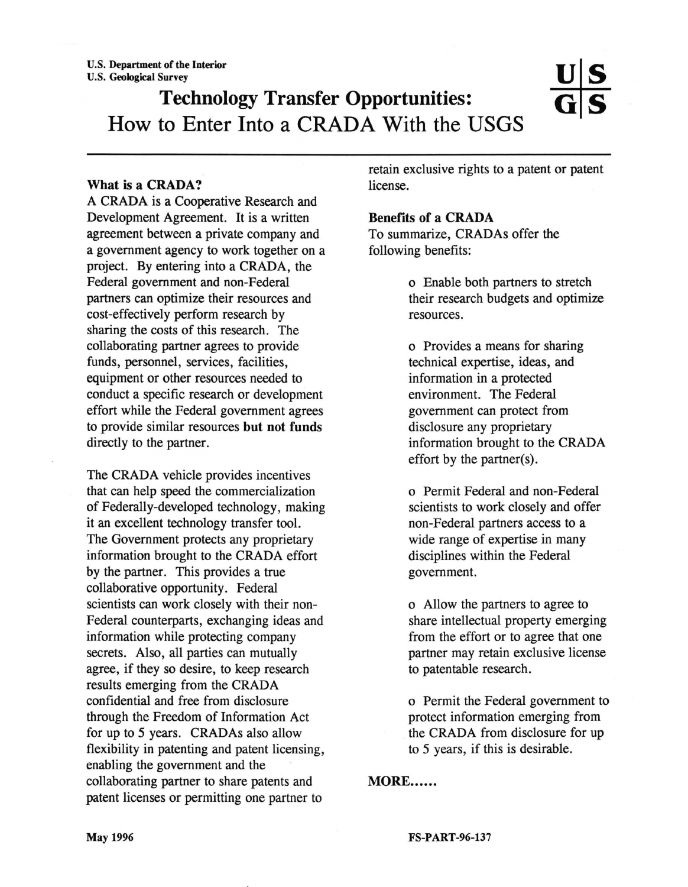U.S. Department of the Interior
U.S. Geological Survey

# Technology Transfer Opportunities: How to Enter Into a CRADA With the USGS

### What is a CRADA?

A CRADA is a Cooperative Research and Development Agreement. It is a written agreement between a private company and a government agency to work together on a project. By entering into a CRADA, the Federal government and non-Federal partners can optimize their resources and cost-effectively perform research by sharing the costs of this research. The collaborating partner agrees to provide funds, personnel, services, facilities, equipment or other resources needed to conduct a specific research or development effort while the Federal government agrees to provide similar resources **but not funds** directly to the partner.

The CRADA vehicle provides incentives that can help speed the commercialization of Federally-developed technology, making it an excellent technology transfer tool. The Government protects any proprietary information brought to the CRADA effort by the partner. This provides a true collaborative opportunity. Federal scientists can work closely with their non-Federal counterparts, exchanging ideas and information while protecting company secrets. Also, all parties can mutually agree, if they so desire, to keep research results emerging from the CRADA confidential and free from disclosure through the Freedom of Information Act for up to 5 years. CRADAs also allow flexibility in patenting and patent licensing, enabling the government and the collaborating partner to share patents and patent licenses or permitting one partner to retain exclusive rights to a patent or patent license.

### Benefits of a CRADA

To summarize, CRADAs offer the following benefits:

- Enable both partners to stretch their research budgets and optimize resources.
- Provides a means for sharing technical expertise, ideas, and information in a protected environment. The Federal government can protect from disclosure any proprietary information brought to the CRADA effort by the partner(s).
- Permit Federal and non-Federal scientists to work closely and offer non-Federal partners access to a wide range of expertise in many disciplines within the Federal government.
- Allow the partners to agree to share intellectual property emerging from the effort or to agree that one partner may retain exclusive license to patentable research.
- Permit the Federal government to protect information emerging from the CRADA from disclosure for up to 5 years, if this is desirable.

**MORE......**

May 1996

FS-PART-96-137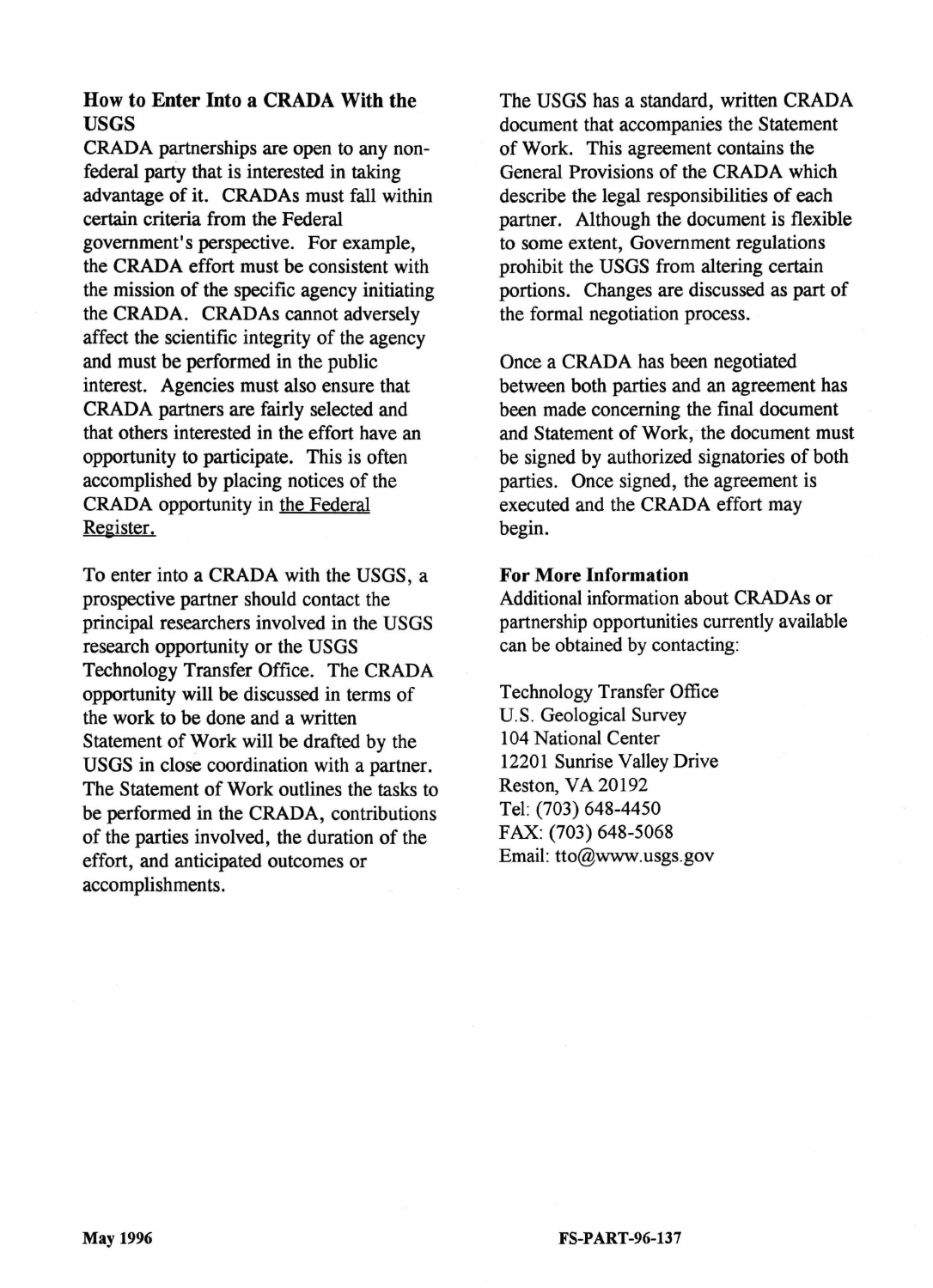## How to Enter Into a CRADA With the USGS

CRADA partnerships are open to any non-federal party that is interested in taking advantage of it. CRADAs must fall within certain criteria from the Federal government's perspective. For example, the CRADA effort must be consistent with the mission of the specific agency initiating the CRADA. CRADAs cannot adversely affect the scientific integrity of the agency and must be performed in the public interest. Agencies must also ensure that CRADA partners are fairly selected and that others interested in the effort have an opportunity to participate. This is often accomplished by placing notices of the CRADA opportunity in the Federal Register.

To enter into a CRADA with the USGS, a prospective partner should contact the principal researchers involved in the USGS research opportunity or the USGS Technology Transfer Office. The CRADA opportunity will be discussed in terms of the work to be done and a written Statement of Work will be drafted by the USGS in close coordination with a partner. The Statement of Work outlines the tasks to be performed in the CRADA, contributions of the parties involved, the duration of the effort, and anticipated outcomes or accomplishments.

The USGS has a standard, written CRADA document that accompanies the Statement of Work. This agreement contains the General Provisions of the CRADA which describe the legal responsibilities of each partner. Although the document is flexible to some extent, Government regulations prohibit the USGS from altering certain portions. Changes are discussed as part of the formal negotiation process.

Once a CRADA has been negotiated between both parties and an agreement has been made concerning the final document and Statement of Work, the document must be signed by authorized signatories of both parties. Once signed, the agreement is executed and the CRADA effort may begin.

## For More Information

Additional information about CRADAs or partnership opportunities currently available can be obtained by contacting:

Technology Transfer Office
U.S. Geological Survey
104 National Center
12201 Sunrise Valley Drive
Reston, VA 20192
Tel: (703) 648-4450
FAX: (703) 648-5068
Email: tto@www.usgs.gov

**May 1996** **FS-PART-96-137**